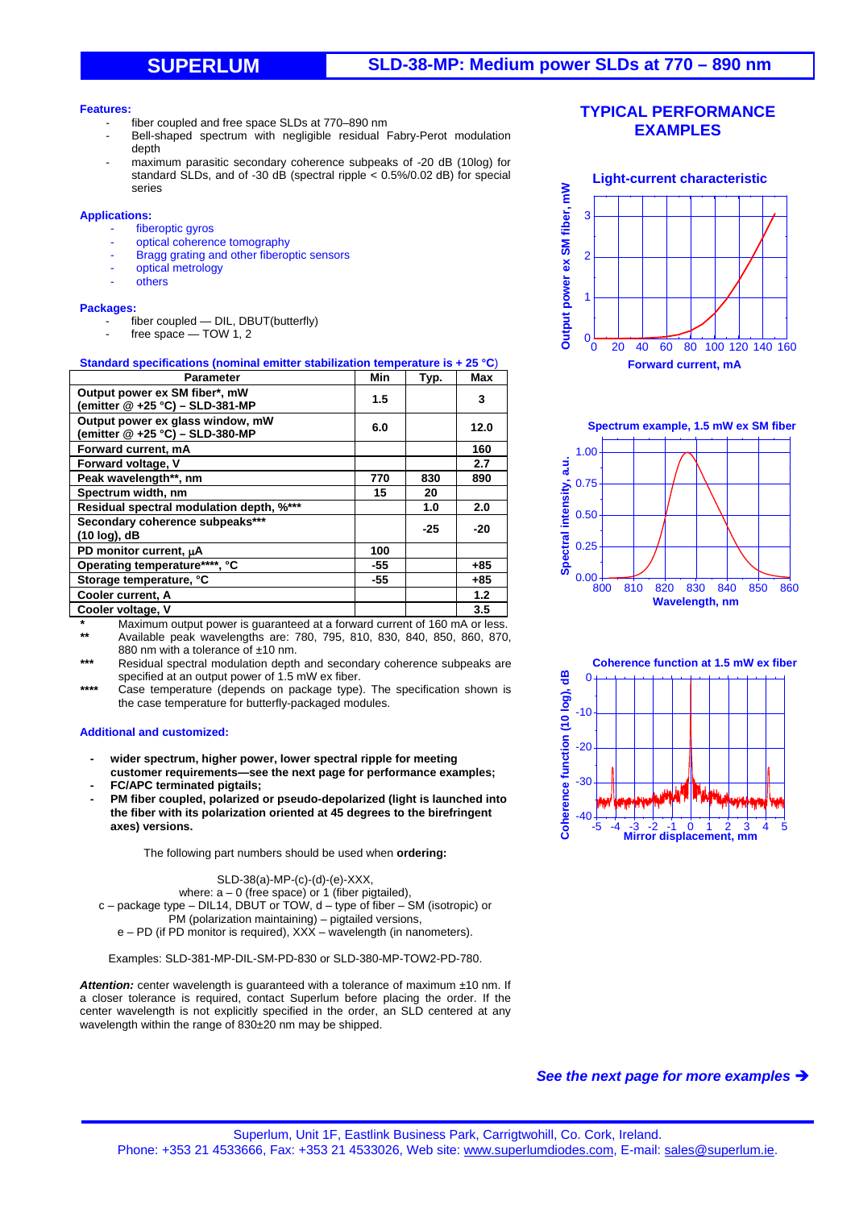# SUPERLUM — SLD-38-MP: Medium power SLDs at 770 – 890 nm

**Features:**

- fiber coupled and free space SLDs at 770–890 nm
- Bell-shaped spectrum with negligible residual Fabry-Perot modulation depth
- maximum parasitic secondary coherence subpeaks of -20 dB (10log) for standard SLDs, and of -30 dB (spectral ripple < 0.5%/0.02 dB) for special series

**Applications:**

- fiberoptic gyros
- optical coherence tomography
- Bragg grating and other fiberoptic sensors
- optical metrology
- others

**Packages:**

- fiber coupled — DIL, DBUT(butterfly)
- free space — TOW 1, 2

**Standard specifications (nominal emitter stabilization temperature is + 25 °C)**

| Parameter | Min | Typ. | Max |
|---|---|---|---|
| Output power ex SM fiber*, mW (emitter @ +25 °C) – SLD-381-MP | 1.5 | | 3 |
| Output power ex glass window, mW (emitter @ +25 °C) – SLD-380-MP | 6.0 | | 12.0 |
| Forward current, mA | | | 160 |
| Forward voltage, V | | | 2.7 |
| Peak wavelength**, nm | 770 | 830 | 890 |
| Spectrum width, nm | 15 | 20 | |
| Residual spectral modulation depth, %*** | | 1.0 | 2.0 |
| Secondary coherence subpeaks*** (10 log), dB | | -25 | -20 |
| PD monitor current, μA | 100 | | |
| Operating temperature****, °C | -55 | | +85 |
| Storage temperature, °C | -55 | | +85 |
| Cooler current, A | | | 1.2 |
| Cooler voltage, V | | | 3.5 |

\* Maximum output power is guaranteed at a forward current of 160 mA or less.

\** Available peak wavelengths are: 780, 795, 810, 830, 840, 850, 860, 870, 880 nm with a tolerance of ±10 nm.

\*** Residual spectral modulation depth and secondary coherence subpeaks are specified at an output power of 1.5 mW ex fiber.

\**** Case temperature (depends on package type). The specification shown is the case temperature for butterfly-packaged modules.

**Additional and customized:**

- **wider spectrum, higher power, lower spectral ripple for meeting customer requirements—see the next page for performance examples;**
- **FC/APC terminated pigtails;**
- **PM fiber coupled, polarized or pseudo-depolarized (light is launched into the fiber with its polarization oriented at 45 degrees to the birefringent axes) versions.**

The following part numbers should be used when **ordering:**

SLD-38(a)-MP-(c)-(d)-(e)-XXX,
where: a – 0 (free space) or 1 (fiber pigtailed),
c – package type – DIL14, DBUT or TOW, d – type of fiber – SM (isotropic) or PM (polarization maintaining) – pigtailed versions,
e – PD (if PD monitor is required), XXX – wavelength (in nanometers).

Examples: SLD-381-MP-DIL-SM-PD-830 or SLD-380-MP-TOW2-PD-780.

***Attention:*** center wavelength is guaranteed with a tolerance of maximum ±10 nm. If a closer tolerance is required, contact Superlum before placing the order. If the center wavelength is not explicitly specified in the order, an SLD centered at any wavelength within the range of 830±20 nm may be shipped.

## TYPICAL PERFORMANCE EXAMPLES

**Light-current characteristic**

(Output power ex SM fiber, mW vs. Forward current, mA)

**Spectrum example, 1.5 mW ex SM fiber**

(Spectral intensity, a.u. vs. Wavelength, nm)

**Coherence function at 1.5 mW ex fiber**

(Coherence function (10 log), dB vs. Mirror displacement, mm)

*See the next page for more examples →*

Superlum, Unit 1F, Eastlink Business Park, Carrigtwohill, Co. Cork, Ireland.
Phone: +353 21 4533666, Fax: +353 21 4533026, Web site: www.superlumdiodes.com, E-mail: sales@superlum.ie.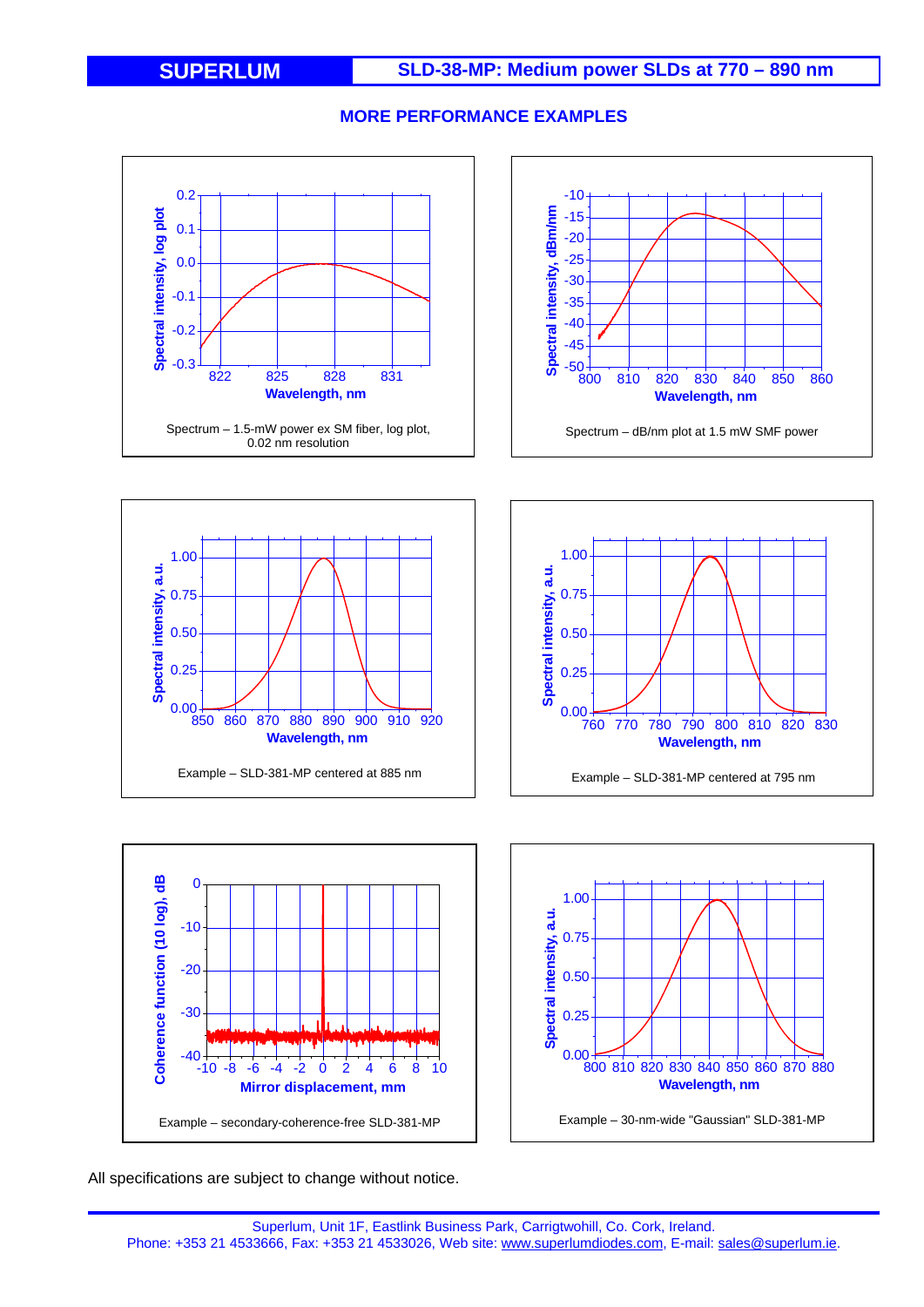## MORE PERFORMANCE EXAMPLES

Spectral intensity, log plot
0.2
0.1
0.0
-0.1
-0.2
-0.3
822 825 828 831
Wavelength, nm

Spectrum – 1.5-mW power ex SM fiber, log plot, 0.02 nm resolution

Spectral intensity, dBm/nm
-10
-15
-20
-25
-30
-35
-40
-45
-50
800 810 820 830 840 850 860
Wavelength, nm

Spectrum – dB/nm plot at 1.5 mW SMF power

Spectral intensity, a.u.
1.00
0.75
0.50
0.25
0.00
850 860 870 880 890 900 910 920
Wavelength, nm

Example – SLD-381-MP centered at 885 nm

Spectral intensity, a.u.
1.00
0.75
0.50
0.25
0.00
760 770 780 790 800 810 820 830
Wavelength, nm

Example – SLD-381-MP centered at 795 nm

Coherence function (10 log), dB
0
-10
-20
-30
-40
-10 -8 -6 -4 -2 0 2 4 6 8 10
Mirror displacement, mm

Example – secondary-coherence-free SLD-381-MP

Spectral intensity, a.u.
1.00
0.75
0.50
0.25
0.00
800 810 820 830 840 850 860 870 880
Wavelength, nm

Example – 30-nm-wide "Gaussian" SLD-381-MP

All specifications are subject to change without notice.

Superlum, Unit 1F, Eastlink Business Park, Carrigtwohill, Co. Cork, Ireland.
Phone: +353 21 4533666, Fax: +353 21 4533026, Web site: www.superlumdiodes.com, E-mail: sales@superlum.ie.